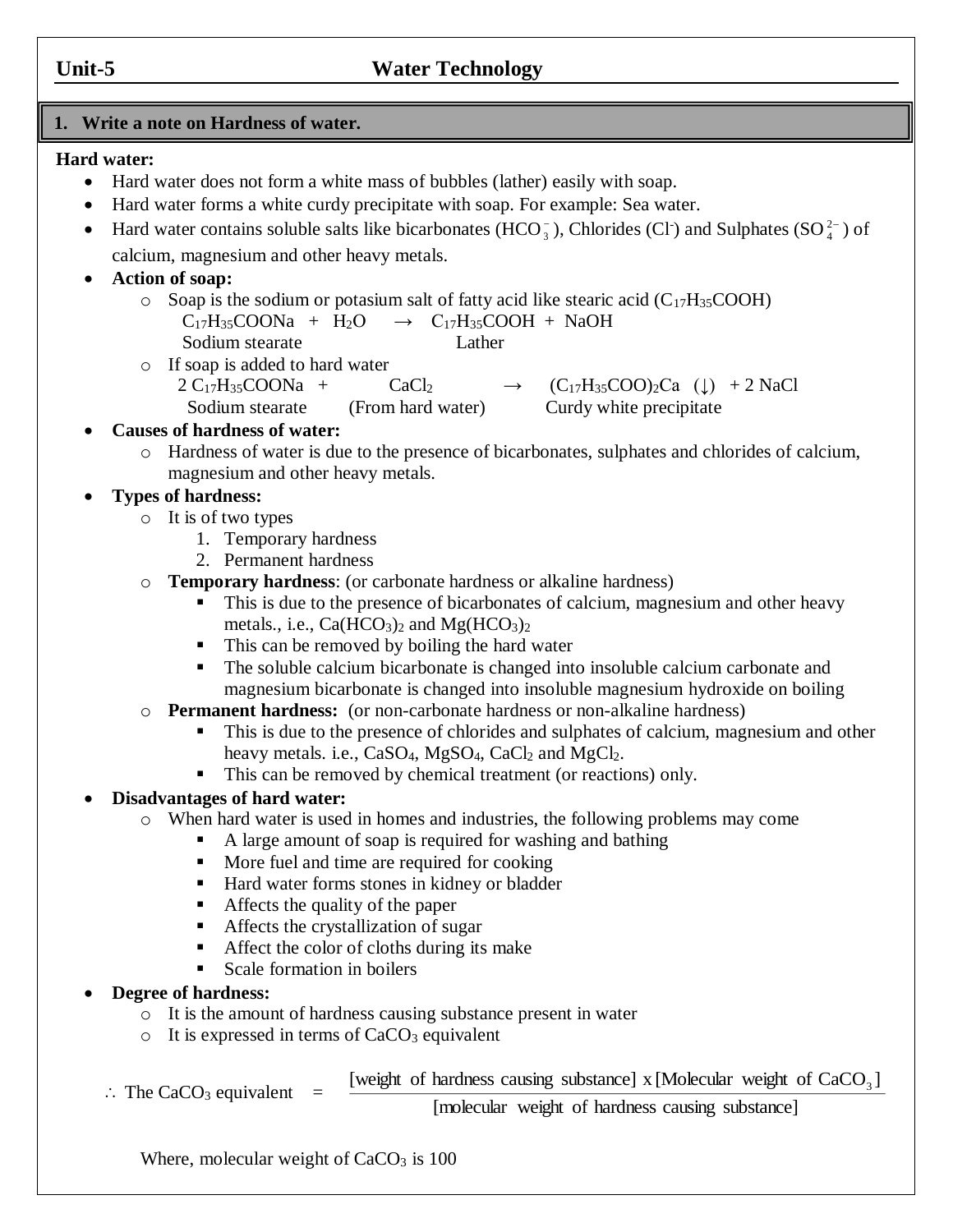## Unit-5 Water Technology

### 1. Write a note on Hardness of water.

**Hard water:**

- Hard water does not form a white mass of bubbles (lather) easily with soap.
- Hard water forms a white curdy precipitate with soap. For example: Sea water.
- Hard water contains soluble salts like bicarbonates ($HCO_3^-$), Chlorides ($Cl^-$) and Sulphates ($SO_4^{2-}$) of calcium, magnesium and other heavy metals.
- **Action of soap:**
  - Soap is the sodium or potasium salt of fatty acid like stearic acid ($C_{17}H_{35}COOH$)

    $$\underset{\text{Sodium stearate}}{C_{17}H_{35}COONa} + H_2O \rightarrow \underset{\text{Lather}}{C_{17}H_{35}COOH} + NaOH$$

  - If soap is added to hard water

    $$\underset{\text{Sodium stearate}}{2\,C_{17}H_{35}COONa} + \underset{\text{(From hard water)}}{CaCl_2} \rightarrow \underset{\text{Curdy white precipitate}}{(C_{17}H_{35}COO)_2Ca\ (\downarrow)} + 2\,NaCl$$

- **Causes of hardness of water:**
  - Hardness of water is due to the presence of bicarbonates, sulphates and chlorides of calcium, magnesium and other heavy metals.
- **Types of hardness:**
  - It is of two types
    1. Temporary hardness
    2. Permanent hardness
  - **Temporary hardness**: (or carbonate hardness or alkaline hardness)
    - This is due to the presence of bicarbonates of calcium, magnesium and other heavy metals., i.e., $Ca(HCO_3)_2$ and $Mg(HCO_3)_2$
    - This can be removed by boiling the hard water
    - The soluble calcium bicarbonate is changed into insoluble calcium carbonate and magnesium bicarbonate is changed into insoluble magnesium hydroxide on boiling
  - **Permanent hardness:** (or non-carbonate hardness or non-alkaline hardness)
    - This is due to the presence of chlorides and sulphates of calcium, magnesium and other heavy metals. i.e., $CaSO_4$, $MgSO_4$, $CaCl_2$ and $MgCl_2$.
    - This can be removed by chemical treatment (or reactions) only.
- **Disadvantages of hard water:**
  - When hard water is used in homes and industries, the following problems may come
    - A large amount of soap is required for washing and bathing
    - More fuel and time are required for cooking
    - Hard water forms stones in kidney or bladder
    - Affects the quality of the paper
    - Affects the crystallization of sugar
    - Affect the color of cloths during its make
    - Scale formation in boilers
- **Degree of hardness:**
  - It is the amount of hardness causing substance present in water
  - It is expressed in terms of $CaCO_3$ equivalent

$$\therefore \text{ The } CaCO_3 \text{ equivalent} = \frac{[\text{weight of hardness causing substance}] \times [\text{Molecular weight of } CaCO_3]}{[\text{molecular weight of hardness causing substance}]}$$

Where, molecular weight of $CaCO_3$ is 100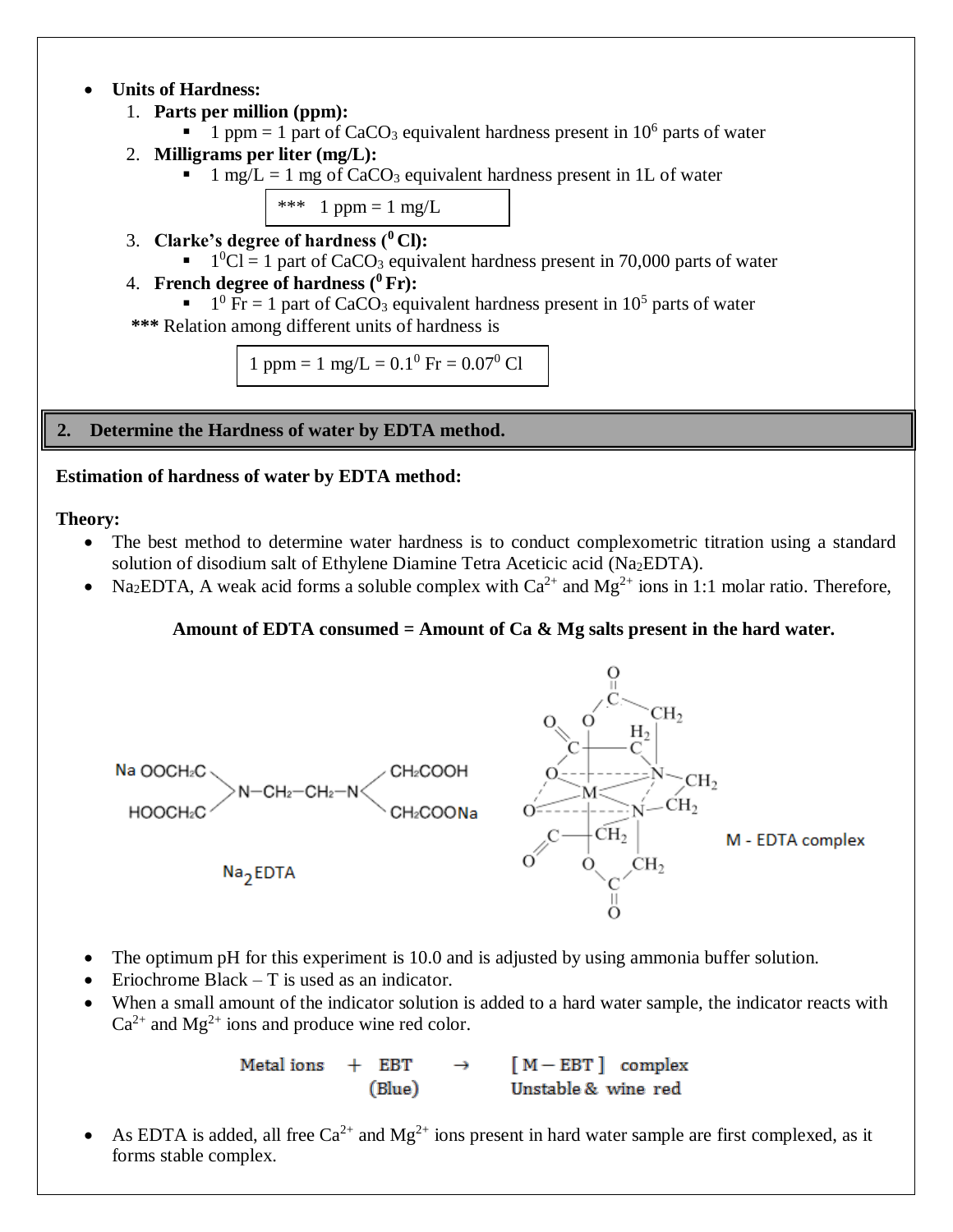- **Units of Hardness:**
  1. **Parts per million (ppm):**
     - 1 ppm = 1 part of $CaCO_3$ equivalent hardness present in $10^6$ parts of water
  2. **Milligrams per liter (mg/L):**
     - 1 mg/L = 1 mg of $CaCO_3$ equivalent hardness present in 1L of water

     *** 1 ppm = 1 mg/L

  3. **Clarke's degree of hardness ($^0$Cl):**
     - $1^0$Cl = 1 part of $CaCO_3$ equivalent hardness present in 70,000 parts of water
  4. **French degree of hardness ($^0$Fr):**
     - $1^0$ Fr = 1 part of $CaCO_3$ equivalent hardness present in $10^5$ parts of water

**\*\*\*** Relation among different units of hardness is

$$1 \text{ ppm} = 1 \text{ mg/L} = 0.1^0 \text{ Fr} = 0.07^0 \text{ Cl}$$

## 2. Determine the Hardness of water by EDTA method.

**Estimation of hardness of water by EDTA method:**

**Theory:**

- The best method to determine water hardness is to conduct complexometric titration using a standard solution of disodium salt of Ethylene Diamine Tetra Aceticic acid ($Na_2EDTA$).
- $Na_2EDTA$, A weak acid forms a soluble complex with $Ca^{2+}$ and $Mg^{2+}$ ions in 1:1 molar ratio. Therefore,

**Amount of EDTA consumed = Amount of Ca & Mg salts present in the hard water.**

Na OOCH₂C, HOOCH₂C >N–CH₂–CH₂–N< CH₂COOH, CH₂COONa

$Na_2$EDTA

M - EDTA complex

- The optimum pH for this experiment is 10.0 and is adjusted by using ammonia buffer solution.
- Eriochrome Black – T is used as an indicator.
- When a small amount of the indicator solution is added to a hard water sample, the indicator reacts with $Ca^{2+}$ and $Mg^{2+}$ ions and produce wine red color.

$$\text{Metal ions} + \underset{\text{(Blue)}}{\text{EBT}} \rightarrow \underset{\text{Unstable \& wine red}}{[\text{M} - \text{EBT}] \text{ complex}}$$

- As EDTA is added, all free $Ca^{2+}$ and $Mg^{2+}$ ions present in hard water sample are first complexed, as it forms stable complex.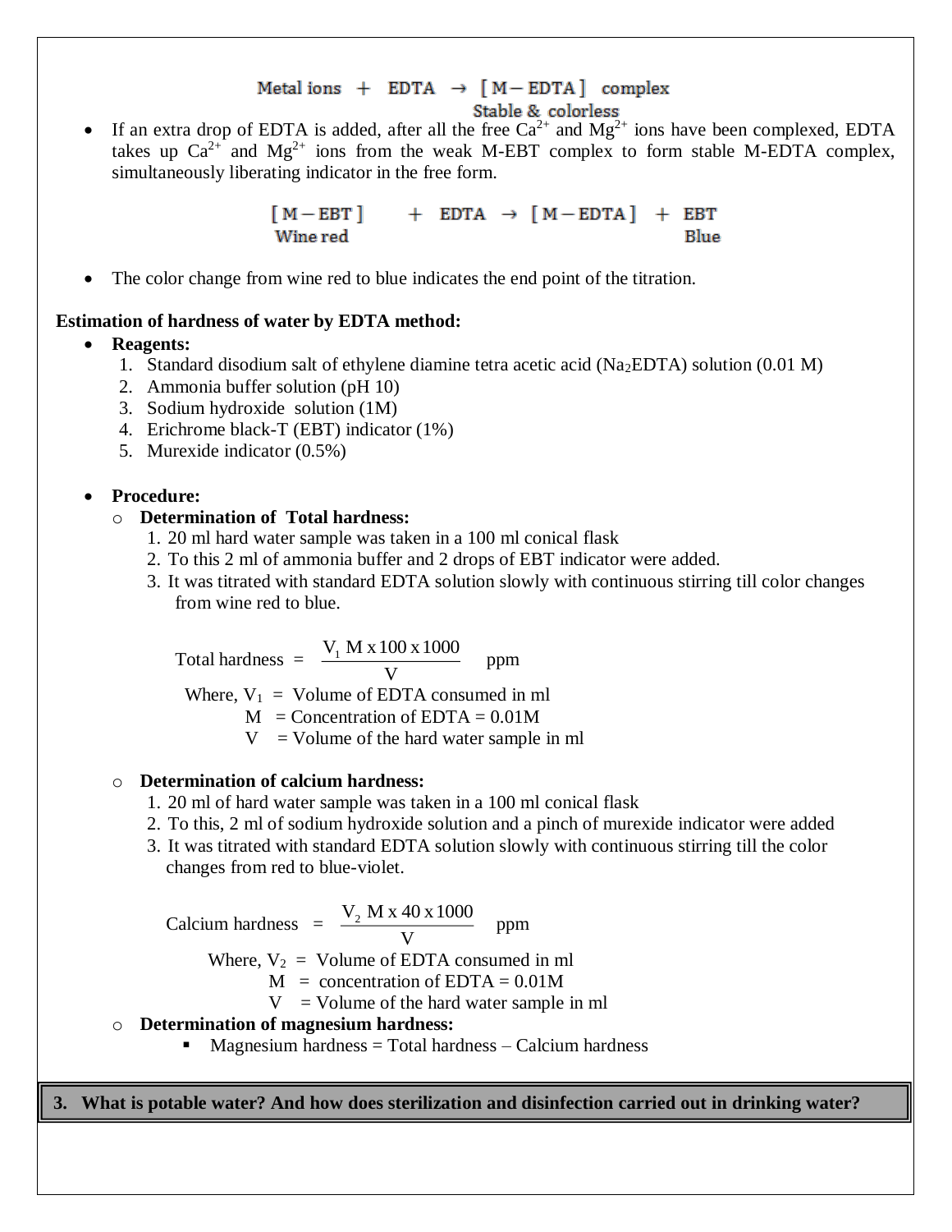$$\text{Metal ions} + \text{EDTA} \rightarrow \underset{\text{Stable \& colorless}}{[\text{M}-\text{EDTA}]} \text{ complex}$$

- If an extra drop of EDTA is added, after all the free $Ca^{2+}$ and $Mg^{2+}$ ions have been complexed, EDTA takes up $Ca^{2+}$ and $Mg^{2+}$ ions from the weak M-EBT complex to form stable M-EDTA complex, simultaneously liberating indicator in the free form.

$$\underset{\text{Wine red}}{[\text{M}-\text{EBT}]} + \text{EDTA} \rightarrow [\text{M}-\text{EDTA}] + \underset{\text{Blue}}{\text{EBT}}$$

- The color change from wine red to blue indicates the end point of the titration.

**Estimation of hardness of water by EDTA method:**

- **Reagents:**
  1. Standard disodium salt of ethylene diamine tetra acetic acid ($Na_2EDTA$) solution (0.01 M)
  2. Ammonia buffer solution (pH 10)
  3. Sodium hydroxide solution (1M)
  4. Erichrome black-T (EBT) indicator (1%)
  5. Murexide indicator (0.5%)

- **Procedure:**
  - **Determination of Total hardness:**
    1. 20 ml hard water sample was taken in a 100 ml conical flask
    2. To this 2 ml of ammonia buffer and 2 drops of EBT indicator were added.
    3. It was titrated with standard EDTA solution slowly with continuous stirring till color changes from wine red to blue.

$$\text{Total hardness} = \frac{V_1 \, M \times 100 \times 1000}{V} \text{ ppm}$$

Where, $V_1$ = Volume of EDTA consumed in ml
$M$ = Concentration of EDTA = 0.01M
$V$ = Volume of the hard water sample in ml

  - **Determination of calcium hardness:**
    1. 20 ml of hard water sample was taken in a 100 ml conical flask
    2. To this, 2 ml of sodium hydroxide solution and a pinch of murexide indicator were added
    3. It was titrated with standard EDTA solution slowly with continuous stirring till the color changes from red to blue-violet.

$$\text{Calcium hardness} = \frac{V_2 \, M \times 40 \times 1000}{V} \text{ ppm}$$

Where, $V_2$ = Volume of EDTA consumed in ml
$M$ = concentration of EDTA = 0.01M
$V$ = Volume of the hard water sample in ml

  - **Determination of magnesium hardness:**
    - Magnesium hardness = Total hardness – Calcium hardness

**3. What is potable water? And how does sterilization and disinfection carried out in drinking water?**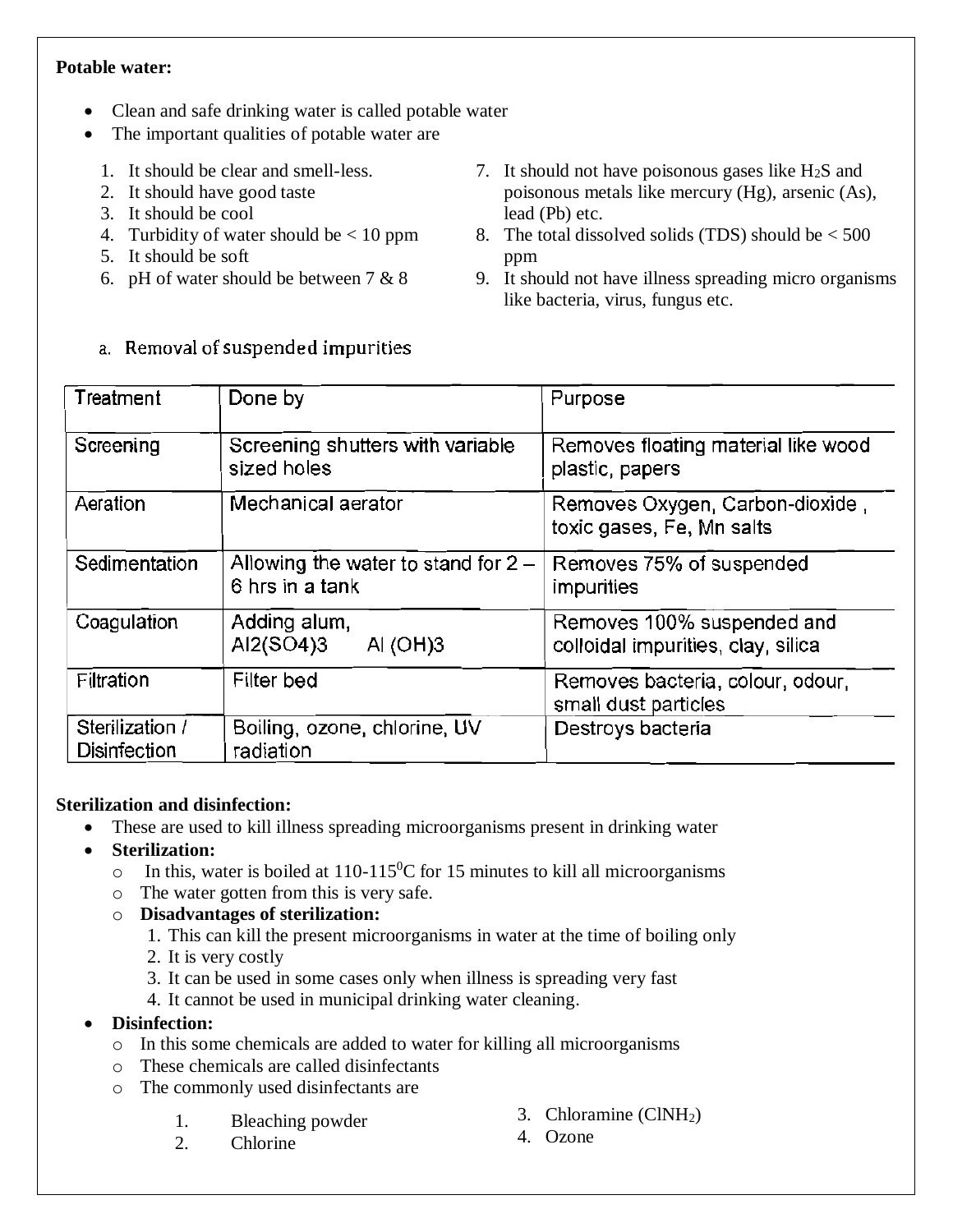**Potable water:**

- Clean and safe drinking water is called potable water
- The important qualities of potable water are

1. It should be clear and smell-less.
2. It should have good taste
3. It should be cool
4. Turbidity of water should be < 10 ppm
5. It should be soft
6. pH of water should be between 7 & 8
7. It should not have poisonous gases like $H_2S$ and poisonous metals like mercury (Hg), arsenic (As), lead (Pb) etc.
8. The total dissolved solids (TDS) should be < 500 ppm
9. It should not have illness spreading micro organisms like bacteria, virus, fungus etc.

a. Removal of suspended impurities

| Treatment | Done by | Purpose |
|---|---|---|
| Screening | Screening shutters with variable sized holes | Removes floating material like wood plastic, papers |
| Aeration | Mechanical aerator | Removes Oxygen, Carbon-dioxide , toxic gases, Fe, Mn salts |
| Sedimentation | Allowing the water to stand for 2 – 6 hrs in a tank | Removes 75% of suspended impurities |
| Coagulation | Adding alum, $Al2(SO4)3$ $Al(OH)3$ | Removes 100% suspended and colloidal impurities, clay, silica |
| Filtration | Filter bed | Removes bacteria, colour, odour, small dust particles |
| Sterilization / Disinfection | Boiling, ozone, chlorine, UV radiation | Destroys bacteria |

**Sterilization and disinfection:**

- These are used to kill illness spreading microorganisms present in drinking water
- **Sterilization:**
  - In this, water is boiled at 110-115$^0$C for 15 minutes to kill all microorganisms
  - The water gotten from this is very safe.
  - **Disadvantages of sterilization:**
    1. This can kill the present microorganisms in water at the time of boiling only
    2. It is very costly
    3. It can be used in some cases only when illness is spreading very fast
    4. It cannot be used in municipal drinking water cleaning.
- **Disinfection:**
  - In this some chemicals are added to water for killing all microorganisms
  - These chemicals are called disinfectants
  - The commonly used disinfectants are
    1. Bleaching powder
    2. Chlorine
    3. Chloramine ($ClNH_2$)
    4. Ozone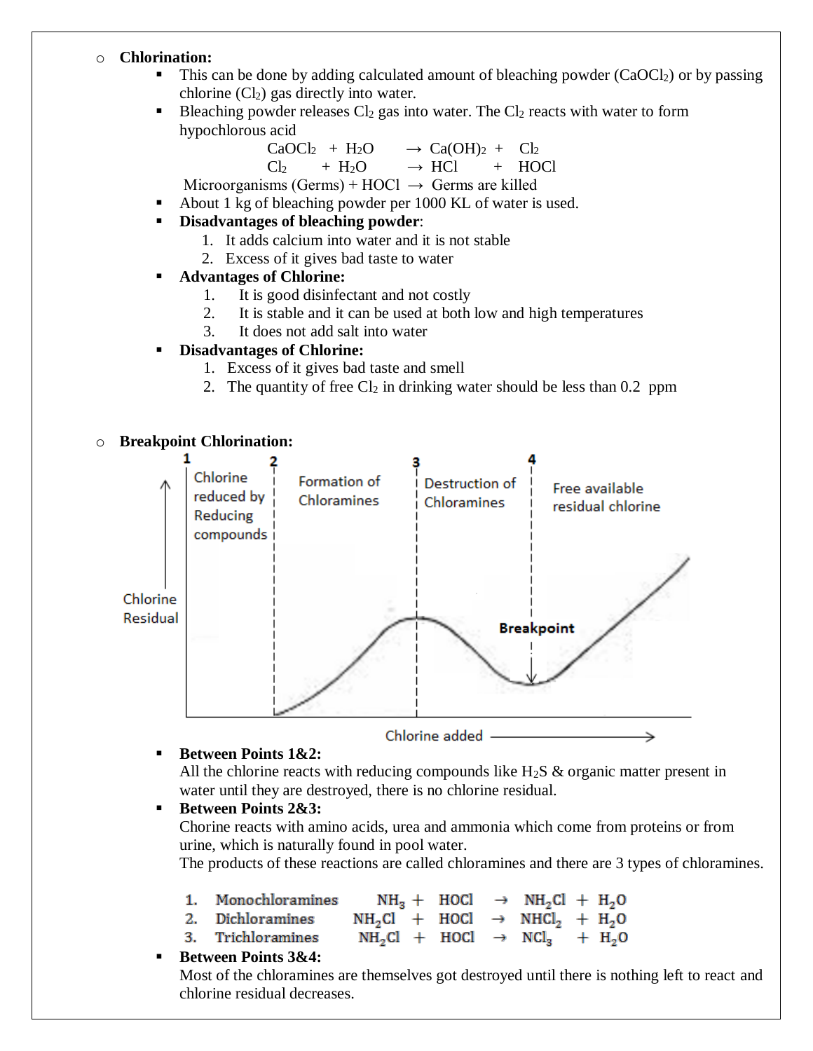- **Chlorination:**
  - This can be done by adding calculated amount of bleaching powder ($CaOCl_2$) or by passing chlorine ($Cl_2$) gas directly into water.
  - Bleaching powder releases $Cl_2$ gas into water. The $Cl_2$ reacts with water to form hypochlorous acid

$$CaOCl_2 + H_2O \rightarrow Ca(OH)_2 + Cl_2$$

$$Cl_2 + H_2O \rightarrow HCl + HOCl$$

Microorganisms (Germs) + HOCl $\rightarrow$ Germs are killed

  - About 1 kg of bleaching powder per 1000 KL of water is used.
  - **Disadvantages of bleaching powder**:
    1. It adds calcium into water and it is not stable
    2. Excess of it gives bad taste to water
  - **Advantages of Chlorine:**
    1. It is good disinfectant and not costly
    2. It is stable and it can be used at both low and high temperatures
    3. It does not add salt into water
  - **Disadvantages of Chlorine:**
    1. Excess of it gives bad taste and smell
    2. The quantity of free $Cl_2$ in drinking water should be less than 0.2 ppm

- **Breakpoint Chlorination:**

  - **Between Points 1&2:**
    All the chlorine reacts with reducing compounds like $H_2S$ & organic matter present in water until they are destroyed, there is no chlorine residual.
  - **Between Points 2&3:**
    Chorine reacts with amino acids, urea and ammonia which come from proteins or from urine, which is naturally found in pool water.
    The products of these reactions are called chloramines and there are 3 types of chloramines.

    1. Monochloramines $NH_3 + HOCl \rightarrow NH_2Cl + H_2O$
    2. Dichloramines $NH_2Cl + HOCl \rightarrow NHCl_2 + H_2O$
    3. Trichloramines $NH_2Cl + HOCl \rightarrow NCl_3 + H_2O$
  - **Between Points 3&4:**
    Most of the chloramines are themselves got destroyed until there is nothing left to react and chlorine residual decreases.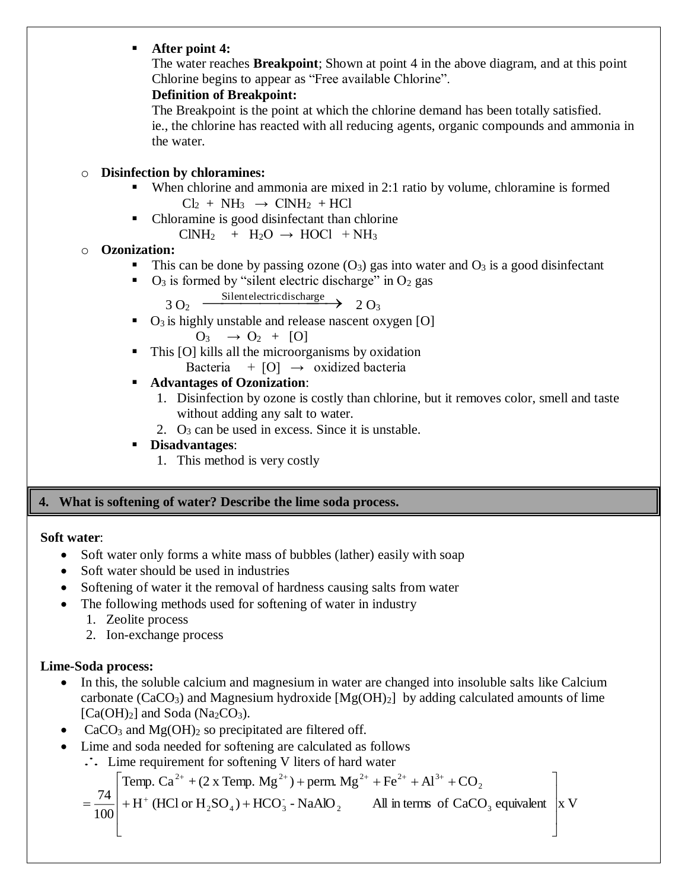- **After point 4:**
  The water reaches **Breakpoint**; Shown at point 4 in the above diagram, and at this point Chlorine begins to appear as "Free available Chlorine".
  **Definition of Breakpoint:**
  The Breakpoint is the point at which the chlorine demand has been totally satisfied.
  ie., the chlorine has reacted with all reducing agents, organic compounds and ammonia in the water.

- **Disinfection by chloramines:**
  - When chlorine and ammonia are mixed in 2:1 ratio by volume, chloramine is formed
    $$Cl_2 + NH_3 \rightarrow ClNH_2 + HCl$$
  - Chloramine is good disinfectant than chlorine
    $$ClNH_2 + H_2O \rightarrow HOCl + NH_3$$
- **Ozonization:**
  - This can be done by passing ozone ($O_3$) gas into water and $O_3$ is a good disinfectant
  - $O_3$ is formed by "silent electric discharge" in $O_2$ gas
    $$3\,O_2 \xrightarrow{\text{Silent electric discharge}} 2\,O_3$$
  - $O_3$ is highly unstable and release nascent oxygen [O]
    $$O_3 \rightarrow O_2 + [O]$$
  - This [O] kills all the microorganisms by oxidation
    $$\text{Bacteria} + [O] \rightarrow \text{oxidized bacteria}$$
  - **Advantages of Ozonization**:
    1. Disinfection by ozone is costly than chlorine, but it removes color, smell and taste without adding any salt to water.
    2. $O_3$ can be used in excess. Since it is unstable.
  - **Disadvantages**:
    1. This method is very costly

## 4. What is softening of water? Describe the lime soda process.

**Soft water**:

- Soft water only forms a white mass of bubbles (lather) easily with soap
- Soft water should be used in industries
- Softening of water it the removal of hardness causing salts from water
- The following methods used for softening of water in industry
  1. Zeolite process
  2. Ion-exchange process

**Lime-Soda process:**

- In this, the soluble calcium and magnesium in water are changed into insoluble salts like Calcium carbonate ($CaCO_3$) and Magnesium hydroxide [$Mg(OH)_2$] by adding calculated amounts of lime [$Ca(OH)_2$] and Soda ($Na_2CO_3$).
- $CaCO_3$ and $Mg(OH)_2$ so precipitated are filtered off.
- Lime and soda needed for softening are calculated as follows

  $\therefore$ Lime requirement for softening V liters of hard water

$$= \frac{74}{100}\left[\begin{array}{l}\text{Temp. } Ca^{2+} + (2 \text{ x Temp. } Mg^{2+}) + \text{perm. } Mg^{2+} + Fe^{2+} + Al^{3+} + CO_2 \\ + H^{+}\ (HCl \text{ or } H_2SO_4) + HCO_3^{-} - NaAlO_2 \qquad \text{All in terms of } CaCO_3 \text{ equivalent}\end{array}\right] \text{x V}$$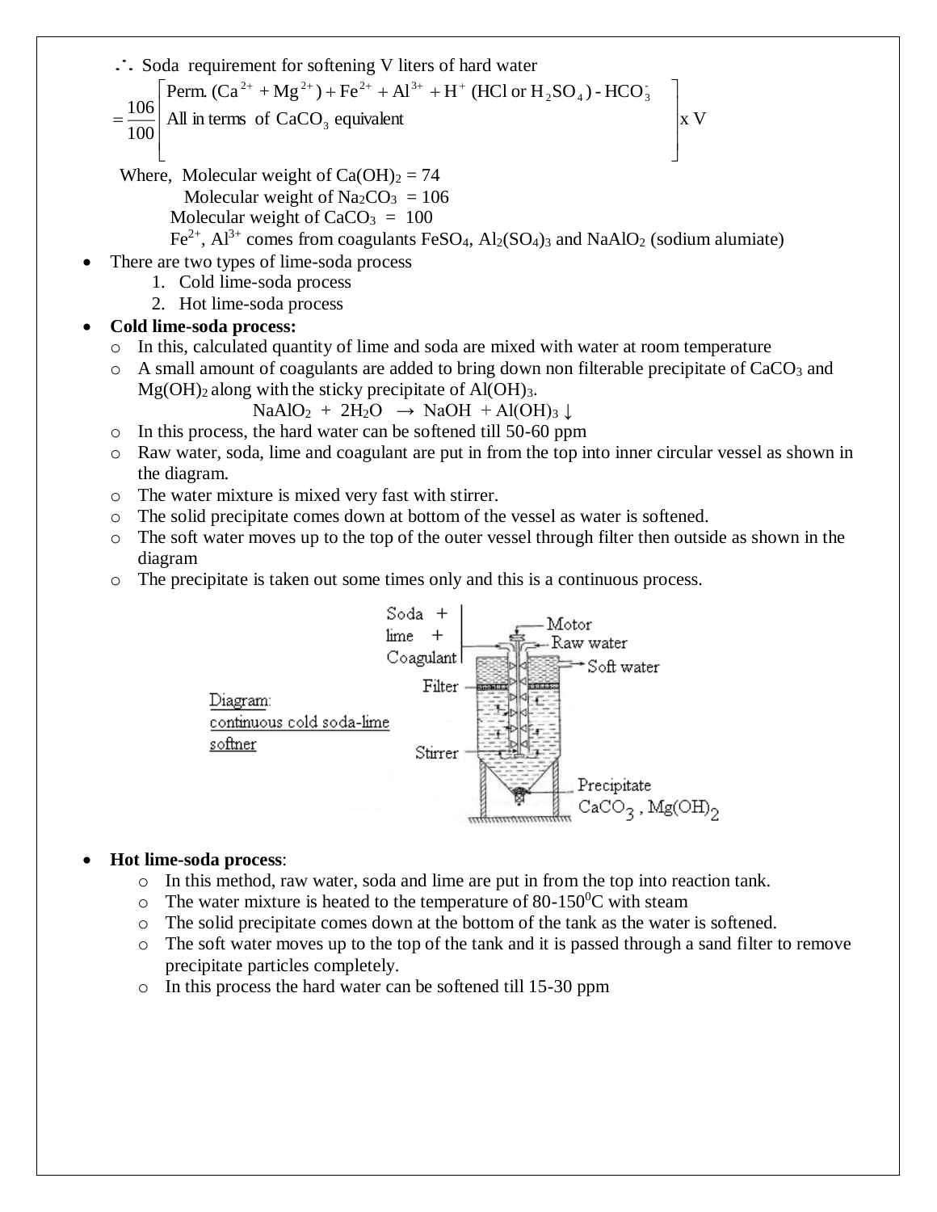$\therefore$ Soda requirement for softening V liters of hard water

$$= \frac{106}{100}\begin{bmatrix} \text{Perm. } (Ca^{2+} + Mg^{2+}) + Fe^{2+} + Al^{3+} + H^{+} \text{ (HCl or } H_2SO_4) - HCO_3^- \\ \text{All in terms of } CaCO_3 \text{ equivalent} \end{bmatrix} \text{x V}$$

Where, Molecular weight of $Ca(OH)_2$ = 74

Molecular weight of $Na_2CO_3$ = 106

Molecular weight of $CaCO_3$ = 100

$Fe^{2+}$, $Al^{3+}$ comes from coagulants $FeSO_4$, $Al_2(SO_4)_3$ and $NaAlO_2$ (sodium alumiate)

- There are two types of lime-soda process
  1. Cold lime-soda process
  2. Hot lime-soda process
- **Cold lime-soda process:**
  - In this, calculated quantity of lime and soda are mixed with water at room temperature
  - A small amount of coagulants are added to bring down non filterable precipitate of $CaCO_3$ and $Mg(OH)_2$ along with the sticky precipitate of $Al(OH)_3$.

    $$NaAlO_2 + 2H_2O \rightarrow NaOH + Al(OH)_3 \downarrow$$
  - In this process, the hard water can be softened till 50-60 ppm
  - Raw water, soda, lime and coagulant are put in from the top into inner circular vessel as shown in the diagram.
  - The water mixture is mixed very fast with stirrer.
  - The solid precipitate comes down at bottom of the vessel as water is softened.
  - The soft water moves up to the top of the outer vessel through filter then outside as shown in the diagram
  - The precipitate is taken out some times only and this is a continuous process.

Diagram: continuous cold soda-lime softner

- **Hot lime-soda process**:
  - In this method, raw water, soda and lime are put in from the top into reaction tank.
  - The water mixture is heated to the temperature of 80-150$^0$C with steam
  - The solid precipitate comes down at the bottom of the tank as the water is softened.
  - The soft water moves up to the top of the tank and it is passed through a sand filter to remove precipitate particles completely.
  - In this process the hard water can be softened till 15-30 ppm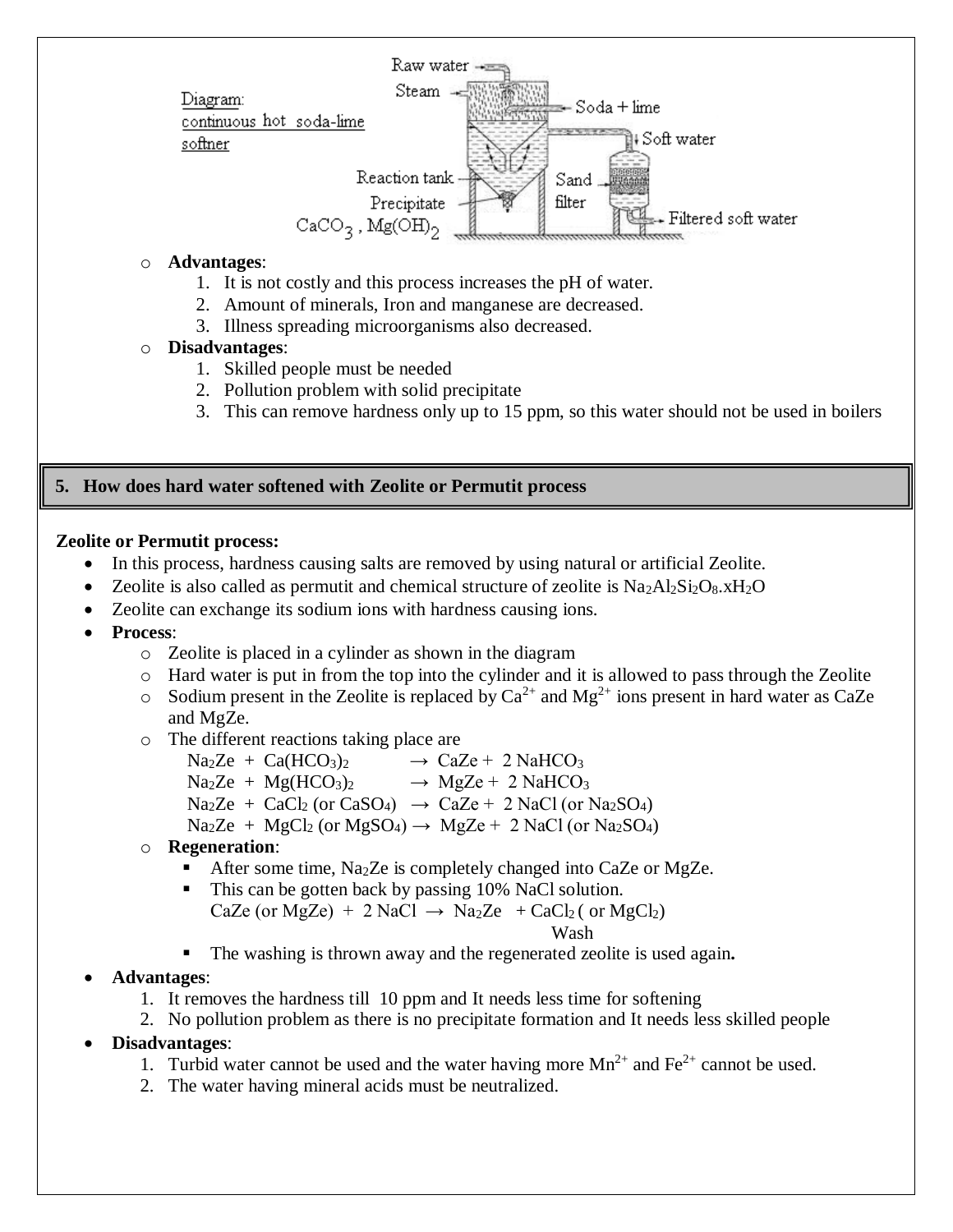Diagram:
continuous hot soda-lime softner

Raw water, Steam, Soda + lime, Soft water, Reaction tank, Sand filter, Precipitate $CaCO_3$, $Mg(OH)_2$, Filtered soft water

- **Advantages**:
  1. It is not costly and this process increases the pH of water.
  2. Amount of minerals, Iron and manganese are decreased.
  3. Illness spreading microorganisms also decreased.
- **Disadvantages**:
  1. Skilled people must be needed
  2. Pollution problem with solid precipitate
  3. This can remove hardness only up to 15 ppm, so this water should not be used in boilers

## 5. How does hard water softened with Zeolite or Permutit process

**Zeolite or Permutit process:**

- In this process, hardness causing salts are removed by using natural or artificial Zeolite.
- Zeolite is also called as permutit and chemical structure of zeolite is $Na_2Al_2Si_2O_8.xH_2O$
- Zeolite can exchange its sodium ions with hardness causing ions.
- **Process**:
  - Zeolite is placed in a cylinder as shown in the diagram
  - Hard water is put in from the top into the cylinder and it is allowed to pass through the Zeolite
  - Sodium present in the Zeolite is replaced by $Ca^{2+}$ and $Mg^{2+}$ ions present in hard water as CaZe and MgZe.
  - The different reactions taking place are

    $Na_2Ze + Ca(HCO_3)_2 \rightarrow CaZe + 2\ NaHCO_3$

    $Na_2Ze + Mg(HCO_3)_2 \rightarrow MgZe + 2\ NaHCO_3$

    $Na_2Ze + CaCl_2$ (or $CaSO_4$) $\rightarrow CaZe + 2\ NaCl$ (or $Na_2SO_4$)

    $Na_2Ze + MgCl_2$ (or $MgSO_4$) $\rightarrow MgZe + 2\ NaCl$ (or $Na_2SO_4$)
  - **Regeneration**:
    - After some time, $Na_2Ze$ is completely changed into CaZe or MgZe.
    - This can be gotten back by passing 10% NaCl solution.

      CaZe (or MgZe) + 2 NaCl $\rightarrow$ $Na_2Ze$ + $CaCl_2$ ( or $MgCl_2$)

      Wash
    - The washing is thrown away and the regenerated zeolite is used again**.**
- **Advantages**:
  1. It removes the hardness till 10 ppm and It needs less time for softening
  2. No pollution problem as there is no precipitate formation and It needs less skilled people
- **Disadvantages**:
  1. Turbid water cannot be used and the water having more $Mn^{2+}$ and $Fe^{2+}$ cannot be used.
  2. The water having mineral acids must be neutralized.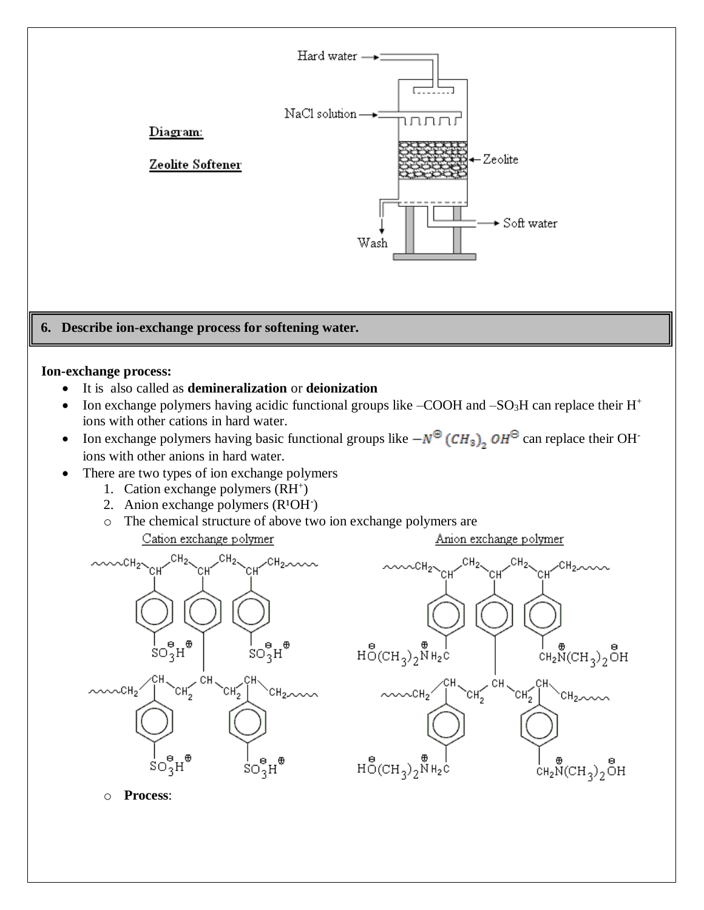Diagram:

Zeolite Softener

Hard water

NaCl solution

Zeolite

Soft water

Wash

**6. Describe ion-exchange process for softening water.**

**Ion-exchange process:**

- It is also called as **demineralization** or **deionization**
- Ion exchange polymers having acidic functional groups like –COOH and $–SO_3H$ can replace their $H^+$ ions with other cations in hard water.
- Ion exchange polymers having basic functional groups like $-N^{\oplus}(CH_3)_2\,OH^{\ominus}$ can replace their $OH^-$ ions with other anions in hard water.
- There are two types of ion exchange polymers
  1. Cation exchange polymers ($RH^+$)
  2. Anion exchange polymers ($R^1OH^-$)
  - The chemical structure of above two ion exchange polymers are

Cation exchange polymer

Anion exchange polymer

- **Process**: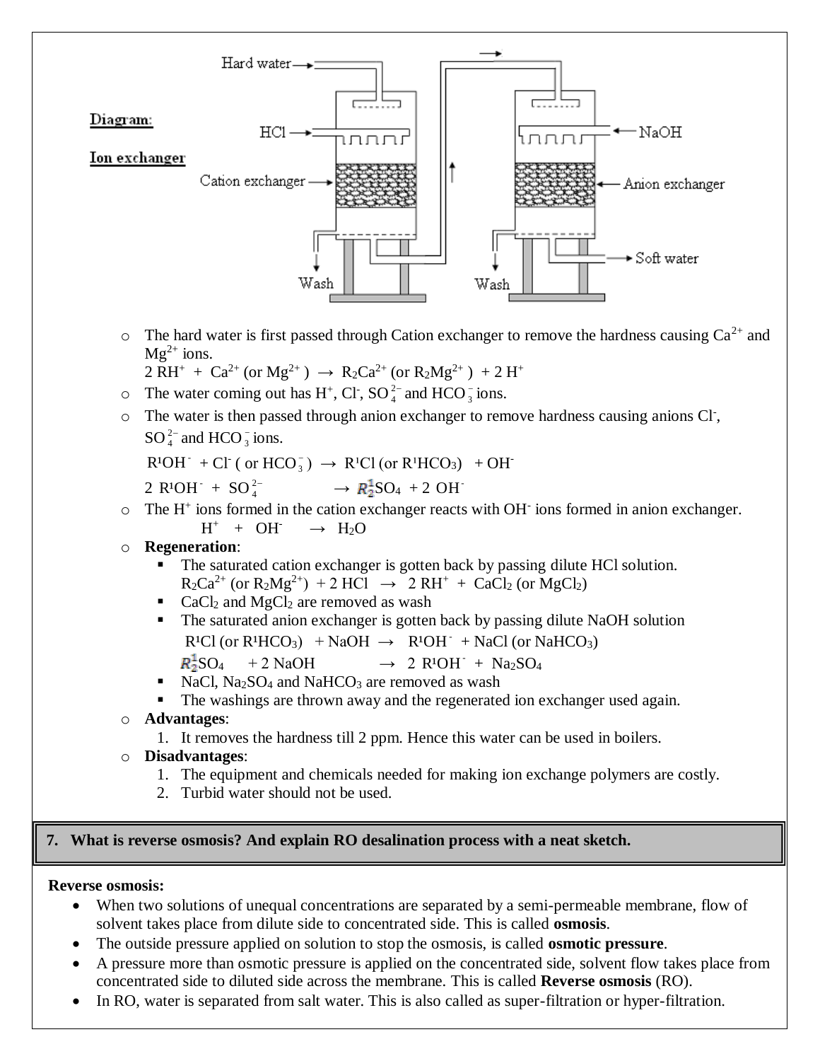**Diagram:**

**Ion exchanger**

- The hard water is first passed through Cation exchanger to remove the hardness causing $Ca^{2+}$ and $Mg^{2+}$ ions.
  $2\ RH^+ + Ca^{2+}\ (\text{or}\ Mg^{2+}) \rightarrow R_2Ca^{2+}\ (\text{or}\ R_2Mg^{2+}) + 2\ H^+$
- The water coming out has $H^+$, $Cl^-$, $SO_4^{2-}$ and $HCO_3^-$ ions.
- The water is then passed through anion exchanger to remove hardness causing anions $Cl^-$, $SO_4^{2-}$ and $HCO_3^-$ ions.
  $R^1OH^- + Cl^-\ (\text{or}\ HCO_3^-) \rightarrow R^1Cl\ (\text{or}\ R^1HCO_3) + OH^-$
  $2\ R^1OH^- + SO_4^{2-} \rightarrow R_2^1SO_4 + 2\ OH^-$
- The $H^+$ ions formed in the cation exchanger reacts with $OH^-$ ions formed in anion exchanger.
  $H^+ + OH^- \rightarrow H_2O$
- **Regeneration**:
  - The saturated cation exchanger is gotten back by passing dilute HCl solution.
    $R_2Ca^{2+}\ (\text{or}\ R_2Mg^{2+}) + 2\ HCl \rightarrow 2\ RH^+ + CaCl_2\ (\text{or}\ MgCl_2)$
  - $CaCl_2$ and $MgCl_2$ are removed as wash
  - The saturated anion exchanger is gotten back by passing dilute NaOH solution
    $R^1Cl\ (\text{or}\ R^1HCO_3) + NaOH \rightarrow R^1OH^- + NaCl\ (\text{or}\ NaHCO_3)$
    $R_2^1SO_4 + 2\ NaOH \rightarrow 2\ R^1OH^- + Na_2SO_4$
  - $NaCl$, $Na_2SO_4$ and $NaHCO_3$ are removed as wash
  - The washings are thrown away and the regenerated ion exchanger used again.
- **Advantages**:
  1. It removes the hardness till 2 ppm. Hence this water can be used in boilers.
- **Disadvantages**:
  1. The equipment and chemicals needed for making ion exchange polymers are costly.
  2. Turbid water should not be used.

## 7. What is reverse osmosis? And explain RO desalination process with a neat sketch.

**Reverse osmosis:**

- When two solutions of unequal concentrations are separated by a semi-permeable membrane, flow of solvent takes place from dilute side to concentrated side. This is called **osmosis**.
- The outside pressure applied on solution to stop the osmosis, is called **osmotic pressure**.
- A pressure more than osmotic pressure is applied on the concentrated side, solvent flow takes place from concentrated side to diluted side across the membrane. This is called **Reverse osmosis** (RO).
- In RO, water is separated from salt water. This is also called as super-filtration or hyper-filtration.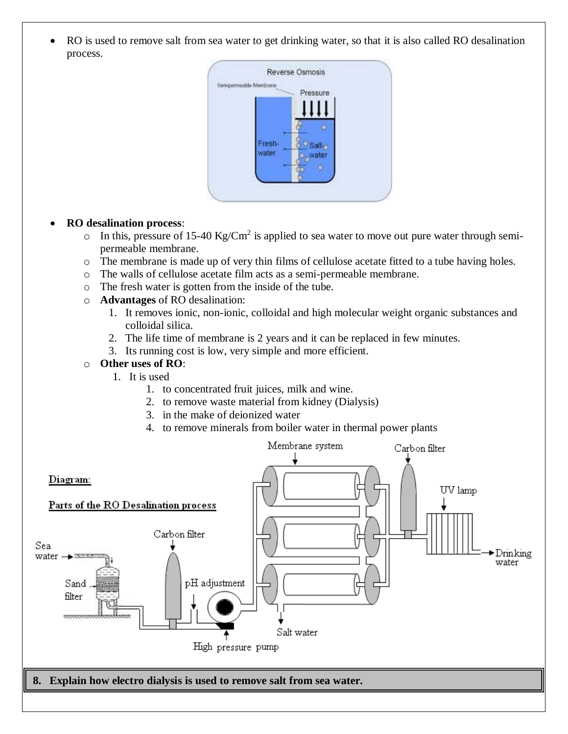- RO is used to remove salt from sea water to get drinking water, so that it is also called RO desalination process.

- **RO desalination process**:
  - In this, pressure of 15-40 $Kg/Cm^2$ is applied to sea water to move out pure water through semi-permeable membrane.
  - The membrane is made up of very thin films of cellulose acetate fitted to a tube having holes.
  - The walls of cellulose acetate film acts as a semi-permeable membrane.
  - The fresh water is gotten from the inside of the tube.
  - **Advantages** of RO desalination:
    1. It removes ionic, non-ionic, colloidal and high molecular weight organic substances and colloidal silica.
    2. The life time of membrane is 2 years and it can be replaced in few minutes.
    3. Its running cost is low, very simple and more efficient.
  - **Other uses of RO**:
    1. It is used
       1. to concentrated fruit juices, milk and wine.
       2. to remove waste material from kidney (Dialysis)
       3. in the make of deionized water
       4. to remove minerals from boiler water in thermal power plants

**Diagram:**

**Parts of the RO Desalination process**

**8. Explain how electro dialysis is used to remove salt from sea water.**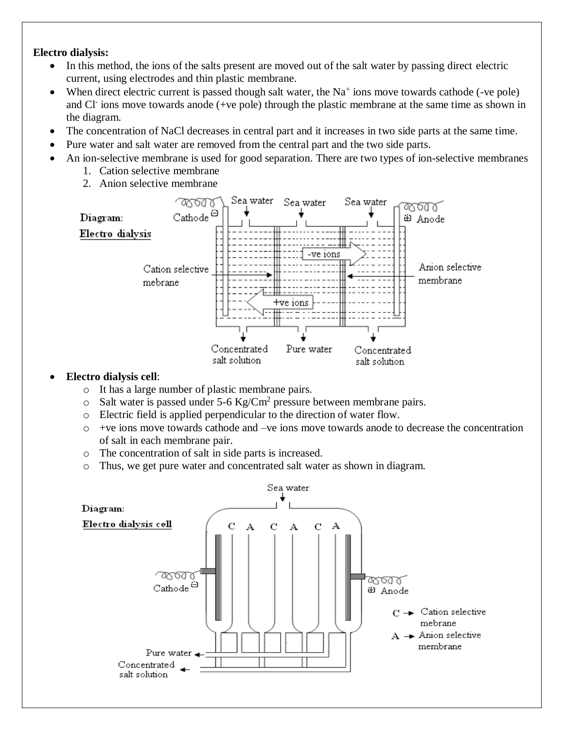**Electro dialysis:**

- In this method, the ions of the salts present are moved out of the salt water by passing direct electric current, using electrodes and thin plastic membrane.
- When direct electric current is passed though salt water, the $Na^+$ ions move towards cathode (-ve pole) and $Cl^-$ ions move towards anode (+ve pole) through the plastic membrane at the same time as shown in the diagram.
- The concentration of NaCl decreases in central part and it increases in two side parts at the same time.
- Pure water and salt water are removed from the central part and the two side parts.
- An ion-selective membrane is used for good separation. There are two types of ion-selective membranes
  1. Cation selective membrane
  2. Anion selective membrane

Diagram: Electro dialysis

- **Electro dialysis cell**:
  - It has a large number of plastic membrane pairs.
  - Salt water is passed under 5-6 $Kg/Cm^2$ pressure between membrane pairs.
  - Electric field is applied perpendicular to the direction of water flow.
  - +ve ions move towards cathode and –ve ions move towards anode to decrease the concentration of salt in each membrane pair.
  - The concentration of salt in side parts is increased.
  - Thus, we get pure water and concentrated salt water as shown in diagram.

Diagram: Electro dialysis cell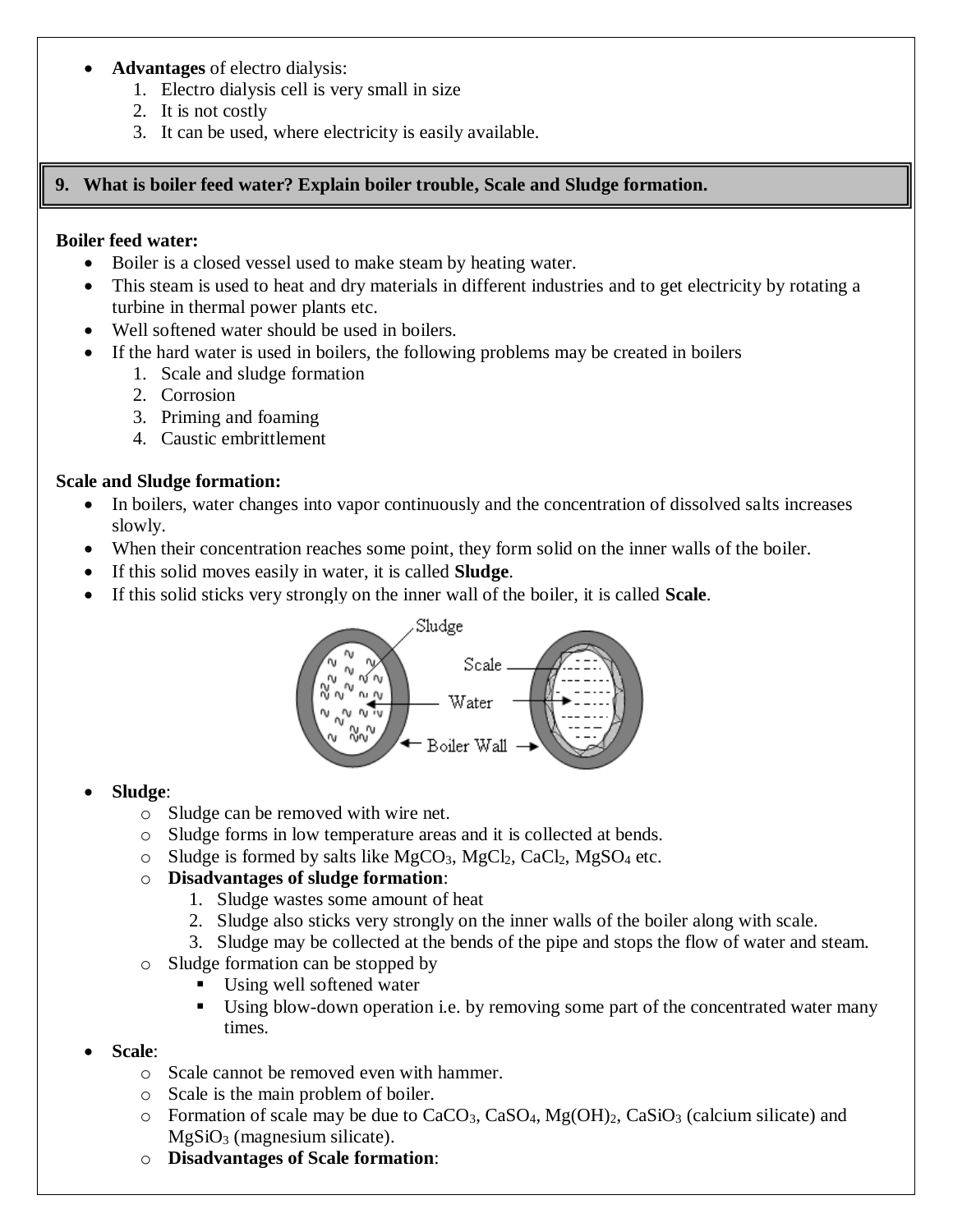- **Advantages** of electro dialysis:
  1. Electro dialysis cell is very small in size
  2. It is not costly
  3. It can be used, where electricity is easily available.

## 9. What is boiler feed water? Explain boiler trouble, Scale and Sludge formation.

**Boiler feed water:**

- Boiler is a closed vessel used to make steam by heating water.
- This steam is used to heat and dry materials in different industries and to get electricity by rotating a turbine in thermal power plants etc.
- Well softened water should be used in boilers.
- If the hard water is used in boilers, the following problems may be created in boilers
  1. Scale and sludge formation
  2. Corrosion
  3. Priming and foaming
  4. Caustic embrittlement

**Scale and Sludge formation:**

- In boilers, water changes into vapor continuously and the concentration of dissolved salts increases slowly.
- When their concentration reaches some point, they form solid on the inner walls of the boiler.
- If this solid moves easily in water, it is called **Sludge**.
- If this solid sticks very strongly on the inner wall of the boiler, it is called **Scale**.

Sludge — Scale — Water — Boiler Wall

- **Sludge**:
  - Sludge can be removed with wire net.
  - Sludge forms in low temperature areas and it is collected at bends.
  - Sludge is formed by salts like $MgCO_3$, $MgCl_2$, $CaCl_2$, $MgSO_4$ etc.
  - **Disadvantages of sludge formation**:
    1. Sludge wastes some amount of heat
    2. Sludge also sticks very strongly on the inner walls of the boiler along with scale.
    3. Sludge may be collected at the bends of the pipe and stops the flow of water and steam.
  - Sludge formation can be stopped by
    - Using well softened water
    - Using blow-down operation i.e. by removing some part of the concentrated water many times.
- **Scale**:
  - Scale cannot be removed even with hammer.
  - Scale is the main problem of boiler.
  - Formation of scale may be due to $CaCO_3$, $CaSO_4$, $Mg(OH)_2$, $CaSiO_3$ (calcium silicate) and $MgSiO_3$ (magnesium silicate).
  - **Disadvantages of Scale formation**: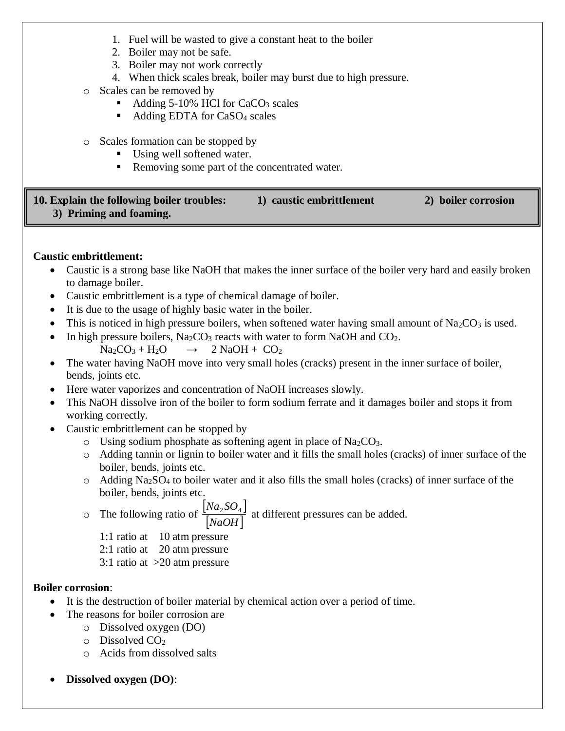1. Fuel will be wasted to give a constant heat to the boiler
2. Boiler may not be safe.
3. Boiler may not work correctly
4. When thick scales break, boiler may burst due to high pressure.

- Scales can be removed by
  - Adding 5-10% HCl for $CaCO_3$ scales
  - Adding EDTA for $CaSO_4$ scales

- Scales formation can be stopped by
  - Using well softened water.
  - Removing some part of the concentrated water.

**10. Explain the following boiler troubles: 1) caustic embrittlement 2) boiler corrosion 3) Priming and foaming.**

**Caustic embrittlement:**

- Caustic is a strong base like NaOH that makes the inner surface of the boiler very hard and easily broken to damage boiler.
- Caustic embrittlement is a type of chemical damage of boiler.
- It is due to the usage of highly basic water in the boiler.
- This is noticed in high pressure boilers, when softened water having small amount of $Na_2CO_3$ is used.
- In high pressure boilers, $Na_2CO_3$ reacts with water to form NaOH and $CO_2$.

  $Na_2CO_3 + H_2O \rightarrow 2\ NaOH + CO_2$
- The water having NaOH move into very small holes (cracks) present in the inner surface of boiler, bends, joints etc.
- Here water vaporizes and concentration of NaOH increases slowly.
- This NaOH dissolve iron of the boiler to form sodium ferrate and it damages boiler and stops it from working correctly.
- Caustic embrittlement can be stopped by
  - Using sodium phosphate as softening agent in place of $Na_2CO_3$.
  - Adding tannin or lignin to boiler water and it fills the small holes (cracks) of inner surface of the boiler, bends, joints etc.
  - Adding $Na_2SO_4$ to boiler water and it also fills the small holes (cracks) of inner surface of the boiler, bends, joints etc.
  - The following ratio of $\frac{[Na_2SO_4]}{[NaOH]}$ at different pressures can be added.

    1:1 ratio at 10 atm pressure
    2:1 ratio at 20 atm pressure
    3:1 ratio at >20 atm pressure

**Boiler corrosion**:

- It is the destruction of boiler material by chemical action over a period of time.
- The reasons for boiler corrosion are
  - Dissolved oxygen (DO)
  - Dissolved $CO_2$
  - Acids from dissolved salts

- **Dissolved oxygen (DO)**: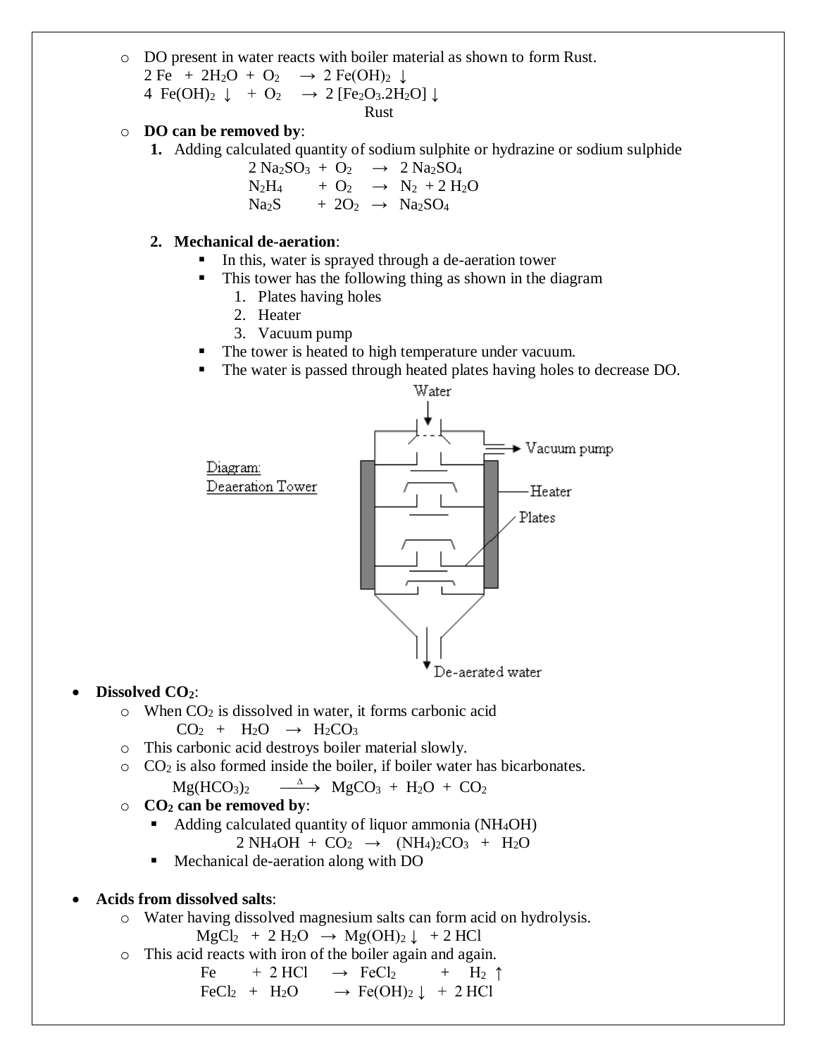- DO present in water reacts with boiler material as shown to form Rust.

  $2\,Fe + 2H_2O + O_2 \rightarrow 2\,Fe(OH)_2 \downarrow$

  $4\,Fe(OH)_2 \downarrow + O_2 \rightarrow 2\,[Fe_2O_3.2H_2O] \downarrow$ (Rust)

- **DO can be removed by**:
  1. Adding calculated quantity of sodium sulphite or hydrazine or sodium sulphide

     $2\,Na_2SO_3 + O_2 \rightarrow 2\,Na_2SO_4$

     $N_2H_4 + O_2 \rightarrow N_2 + 2\,H_2O$

     $Na_2S + 2O_2 \rightarrow Na_2SO_4$

  2. **Mechanical de-aeration**:
     - In this, water is sprayed through a de-aeration tower
     - This tower has the following thing as shown in the diagram
       1. Plates having holes
       2. Heater
       3. Vacuum pump
     - The tower is heated to high temperature under vacuum.
     - The water is passed through heated plates having holes to decrease DO.

Diagram: Deaeration Tower

Water → Vacuum pump, Heater, Plates → De-aerated water

- **Dissolved $CO_2$**:
  - When $CO_2$ is dissolved in water, it forms carbonic acid

    $CO_2 + H_2O \rightarrow H_2CO_3$

  - This carbonic acid destroys boiler material slowly.
  - $CO_2$ is also formed inside the boiler, if boiler water has bicarbonates.

    $Mg(HCO_3)_2 \xrightarrow{\Delta} MgCO_3 + H_2O + CO_2$

  - **$CO_2$ can be removed by**:
    - Adding calculated quantity of liquor ammonia ($NH_4OH$)

      $2\,NH_4OH + CO_2 \rightarrow (NH_4)_2CO_3 + H_2O$

    - Mechanical de-aeration along with DO

- **Acids from dissolved salts**:
  - Water having dissolved magnesium salts can form acid on hydrolysis.

    $MgCl_2 + 2\,H_2O \rightarrow Mg(OH)_2 \downarrow + 2\,HCl$

  - This acid reacts with iron of the boiler again and again.

    $Fe + 2\,HCl \rightarrow FeCl_2 + H_2 \uparrow$

    $FeCl_2 + H_2O \rightarrow Fe(OH)_2 \downarrow + 2\,HCl$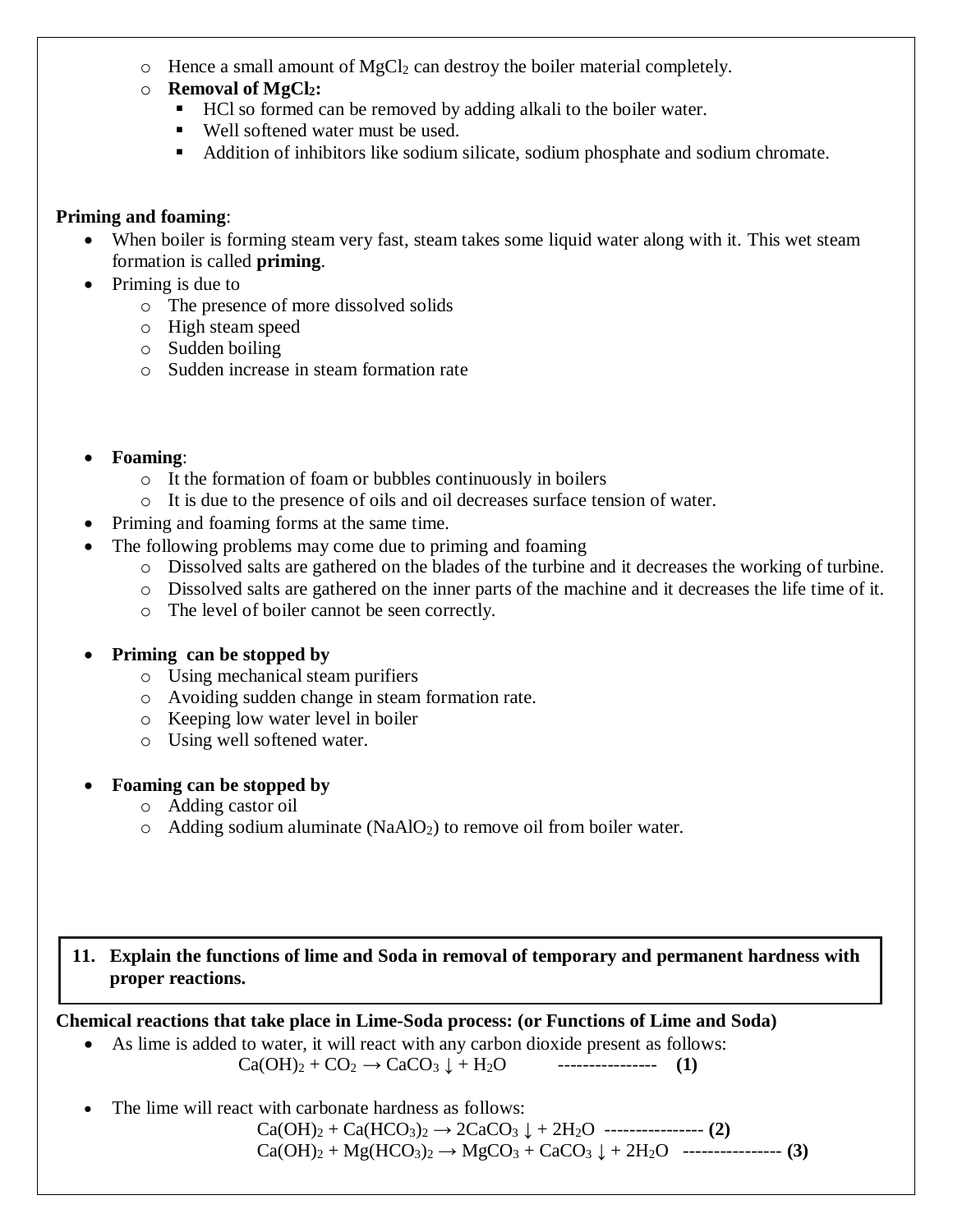- Hence a small amount of $MgCl_2$ can destroy the boiler material completely.
- **Removal of $MgCl_2$:**
  - HCl so formed can be removed by adding alkali to the boiler water.
  - Well softened water must be used.
  - Addition of inhibitors like sodium silicate, sodium phosphate and sodium chromate.

**Priming and foaming**:

- When boiler is forming steam very fast, steam takes some liquid water along with it. This wet steam formation is called **priming**.
- Priming is due to
  - The presence of more dissolved solids
  - High steam speed
  - Sudden boiling
  - Sudden increase in steam formation rate

- **Foaming**:
  - It the formation of foam or bubbles continuously in boilers
  - It is due to the presence of oils and oil decreases surface tension of water.
- Priming and foaming forms at the same time.
- The following problems may come due to priming and foaming
  - Dissolved salts are gathered on the blades of the turbine and it decreases the working of turbine.
  - Dissolved salts are gathered on the inner parts of the machine and it decreases the life time of it.
  - The level of boiler cannot be seen correctly.

- **Priming can be stopped by**
  - Using mechanical steam purifiers
  - Avoiding sudden change in steam formation rate.
  - Keeping low water level in boiler
  - Using well softened water.

- **Foaming can be stopped by**
  - Adding castor oil
  - Adding sodium aluminate ($NaAlO_2$) to remove oil from boiler water.

**11. Explain the functions of lime and Soda in removal of temporary and permanent hardness with proper reactions.**

**Chemical reactions that take place in Lime-Soda process: (or Functions of Lime and Soda)**

- As lime is added to water, it will react with any carbon dioxide present as follows:

$$Ca(OH)_2 + CO_2 \rightarrow CaCO_3 \downarrow + H_2O \quad \text{----------------} \quad \textbf{(1)}$$

- The lime will react with carbonate hardness as follows:

$$Ca(OH)_2 + Ca(HCO_3)_2 \rightarrow 2CaCO_3 \downarrow + 2H_2O \quad \text{----------------} \quad \textbf{(2)}$$

$$Ca(OH)_2 + Mg(HCO_3)_2 \rightarrow MgCO_3 + CaCO_3 \downarrow + 2H_2O \quad \text{----------------} \quad \textbf{(3)}$$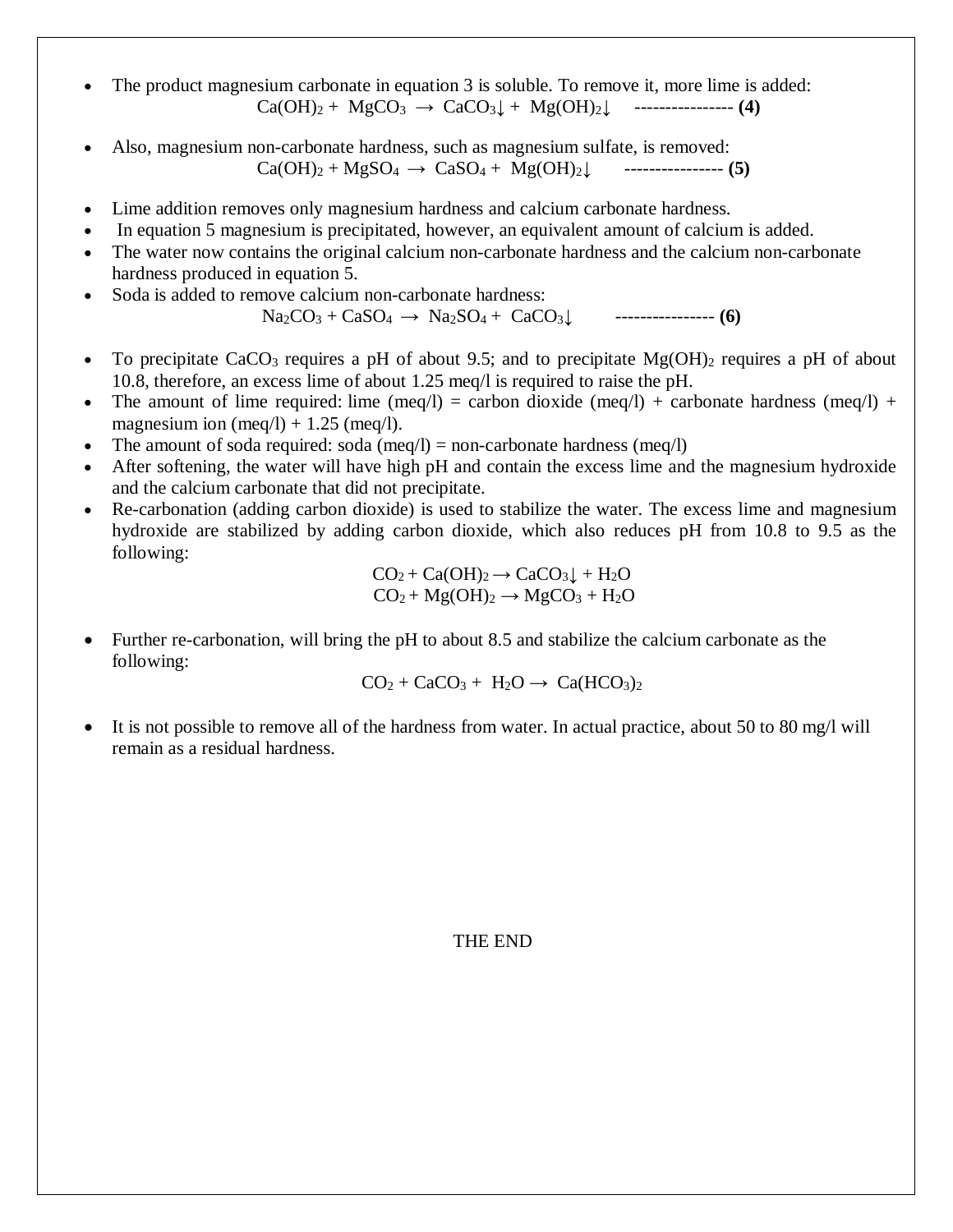- The product magnesium carbonate in equation 3 is soluble. To remove it, more lime is added:

$$Ca(OH)_2 + MgCO_3 \rightarrow CaCO_3\downarrow + Mg(OH)_2\downarrow \quad \text{----------------} \; \textbf{(4)}$$

- Also, magnesium non-carbonate hardness, such as magnesium sulfate, is removed:

$$Ca(OH)_2 + MgSO_4 \rightarrow CaSO_4 + Mg(OH)_2\downarrow \quad \text{----------------} \; \textbf{(5)}$$

- Lime addition removes only magnesium hardness and calcium carbonate hardness.
- In equation 5 magnesium is precipitated, however, an equivalent amount of calcium is added.
- The water now contains the original calcium non-carbonate hardness and the calcium non-carbonate hardness produced in equation 5.
- Soda is added to remove calcium non-carbonate hardness:

$$Na_2CO_3 + CaSO_4 \rightarrow Na_2SO_4 + CaCO_3\downarrow \quad \text{----------------} \; \textbf{(6)}$$

- To precipitate $CaCO_3$ requires a pH of about 9.5; and to precipitate $Mg(OH)_2$ requires a pH of about 10.8, therefore, an excess lime of about 1.25 meq/l is required to raise the pH.
- The amount of lime required: lime (meq/l) = carbon dioxide (meq/l) + carbonate hardness (meq/l) + magnesium ion (meq/l) + 1.25 (meq/l).
- The amount of soda required: soda (meq/l) = non-carbonate hardness (meq/l)
- After softening, the water will have high pH and contain the excess lime and the magnesium hydroxide and the calcium carbonate that did not precipitate.
- Re-carbonation (adding carbon dioxide) is used to stabilize the water. The excess lime and magnesium hydroxide are stabilized by adding carbon dioxide, which also reduces pH from 10.8 to 9.5 as the following:

$$CO_2 + Ca(OH)_2 \rightarrow CaCO_3\downarrow + H_2O$$
$$CO_2 + Mg(OH)_2 \rightarrow MgCO_3 + H_2O$$

- Further re-carbonation, will bring the pH to about 8.5 and stabilize the calcium carbonate as the following:

$$CO_2 + CaCO_3 + H_2O \rightarrow Ca(HCO_3)_2$$

- It is not possible to remove all of the hardness from water. In actual practice, about 50 to 80 mg/l will remain as a residual hardness.

THE END